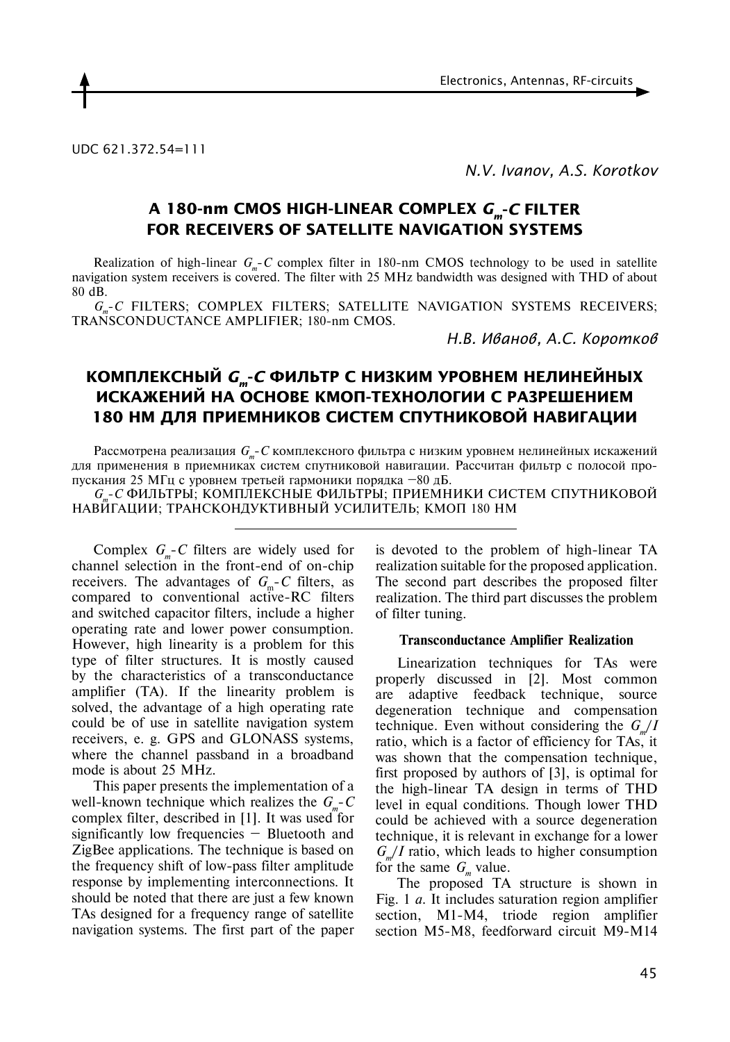UDC 621.372.54=111

*N.V. Ivanov, A.S. Korotkov*

# A 180-nm CMOS HIGH-LINEAR COMPLEX $G_m$-$C$ FILTER FOR RECEIVERS OF SATELLITE NAVIGATION SYSTEMS

Realization of high-linear $G_m$-$C$ complex filter in 180-nm CMOS technology to be used in satellite navigation system receivers is covered. The filter with 25 MHz bandwidth was designed with THD of about 80 dB.

$G_m$-$C$ FILTERS; COMPLEX FILTERS; SATELLITE NAVIGATION SYSTEMS RECEIVERS; TRANSCONDUCTANCE AMPLIFIER; 180-nm CMOS.

*Н.В. Иванов, А.С. Коротков*

# КОМПЛЕКСНЫЙ $G_m$-$C$ ФИЛЬТР С НИЗКИМ УРОВНЕМ НЕЛИНЕЙНЫХ ИСКАЖЕНИЙ НА ОСНОВЕ КМОП-ТЕХНОЛОГИИ С РАЗРЕШЕНИЕМ 180 НМ ДЛЯ ПРИЕМНИКОВ СИСТЕМ СПУТНИКОВОЙ НАВИГАЦИИ

Рассмотрена реализация $G_m$-$C$ комплексного фильтра с низким уровнем нелинейных искажений для применения в приемниках систем спутниковой навигации. Рассчитан фильтр с полосой пропускания 25 МГц с уровнем третьей гармоники порядка −80 дБ.

$G_m$-$C$ ФИЛЬТРЫ; КОМПЛЕКСНЫЕ ФИЛЬТРЫ; ПРИЕМНИКИ СИСТЕМ СПУТНИКОВОЙ НАВИГАЦИИ; ТРАНСКОНДУКТИВНЫЙ УСИЛИТЕЛЬ; КМОП 180 НМ

---

Complex $G_m$-$C$ filters are widely used for channel selection in the front-end of on-chip receivers. The advantages of $G_m$-$C$ filters, as compared to conventional active-RC filters and switched capacitor filters, include a higher operating rate and lower power consumption. However, high linearity is a problem for this type of filter structures. It is mostly caused by the characteristics of a transconductance amplifier (TA). If the linearity problem is solved, the advantage of a high operating rate could be of use in satellite navigation system receivers, e. g. GPS and GLONASS systems, where the channel passband in a broadband mode is about 25 MHz.

This paper presents the implementation of a well-known technique which realizes the $G_m$-$C$ complex filter, described in [1]. It was used for significantly low frequencies — Bluetooth and ZigBee applications. The technique is based on the frequency shift of low-pass filter amplitude response by implementing interconnections. It should be noted that there are just a few known TAs designed for a frequency range of satellite navigation systems. The first part of the paper is devoted to the problem of high-linear TA realization suitable for the proposed application. The second part describes the proposed filter realization. The third part discusses the problem of filter tuning.

## Transconductance Amplifier Realization

Linearization techniques for TAs were properly discussed in [2]. Most common are adaptive feedback technique, source degeneration technique and compensation technique. Even without considering the $G_m/I$ ratio, which is a factor of efficiency for TAs, it was shown that the compensation technique, first proposed by authors of [3], is optimal for the high-linear TA design in terms of THD level in equal conditions. Though lower THD could be achieved with a source degeneration technique, it is relevant in exchange for a lower $G_m/I$ ratio, which leads to higher consumption for the same $G_m$ value.

The proposed TA structure is shown in Fig. 1 *a*. It includes saturation region amplifier section, M1-M4, triode region amplifier section M5-M8, feedforward circuit M9-M14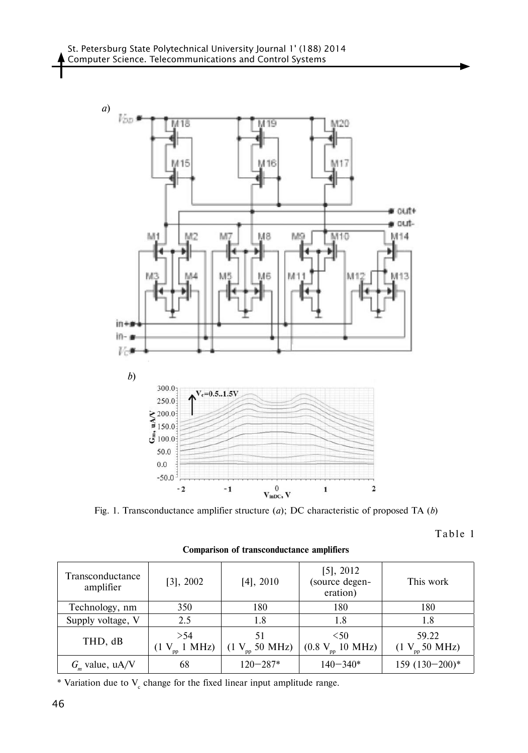Fig. 1. Transconductance amplifier structure (*a*); DC characteristic of proposed TA (*b*)

Table 1

**Comparison of transconductance amplifiers**

| Transconductance amplifier | [3], 2002 | [4], 2010 | [5], 2012 (source degeneration) | This work |
|---|---|---|---|---|
| Technology, nm | 350 | 180 | 180 | 180 |
| Supply voltage, V | 2.5 | 1.8 | 1.8 | 1.8 |
| THD, dB | >54 (1 $V_{pp}$ 1 MHz) | 51 (1 $V_{pp}$ 50 MHz) | <50 (0.8 $V_{pp}$ 10 MHz) | 59.22 (1 $V_{pp}$ 50 MHz) |
| $G_m$ value, uA/V | 68 | 120–287* | 140–340* | 159 (130–200)* |

\* Variation due to $V_c$ change for the fixed linear input amplitude range.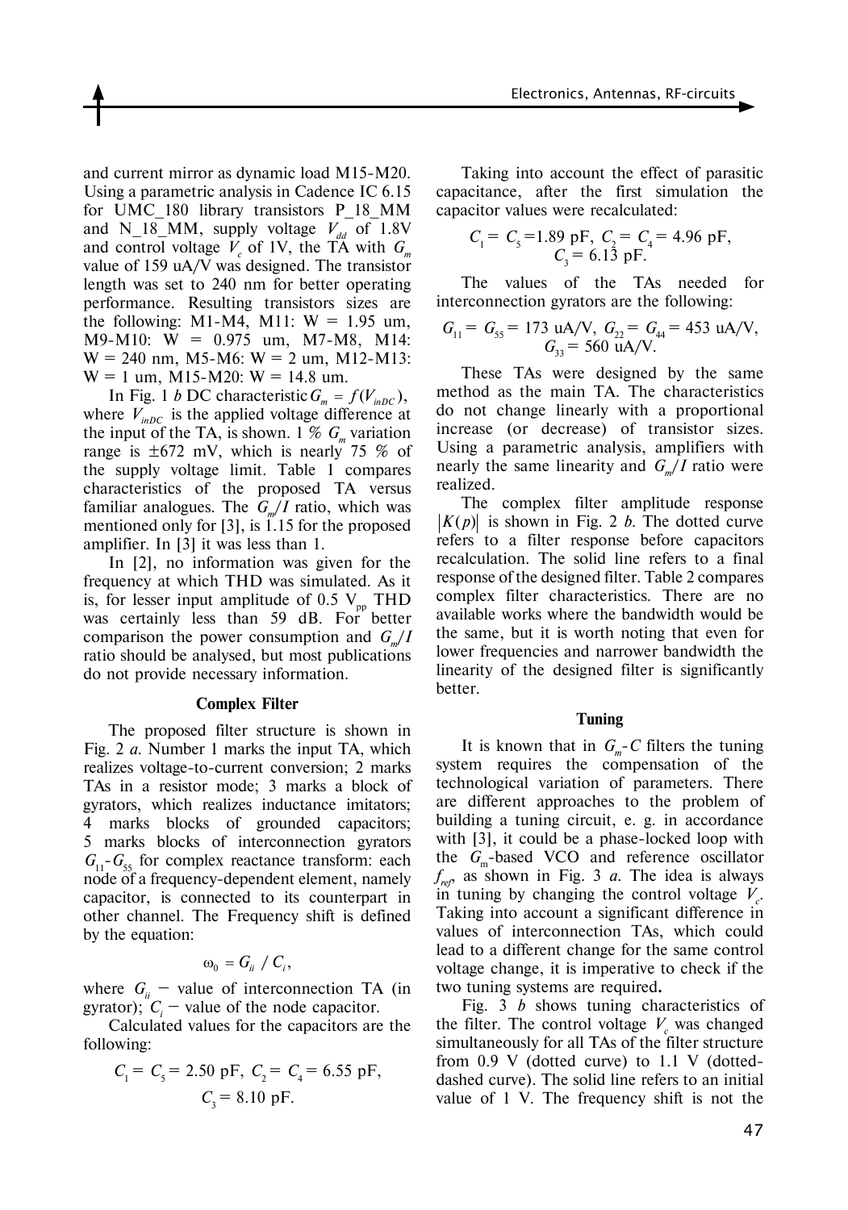and current mirror as dynamic load M15-M20. Using a parametric analysis in Cadence IC 6.15 for UMC_180 library transistors P_18_MM and N_18_MM, supply voltage $V_{dd}$ of 1.8V and control voltage $V_c$ of 1V, the TA with $G_m$ value of 159 uA/V was designed. The transistor length was set to 240 nm for better operating performance. Resulting transistors sizes are the following: M1-M4, M11: W = 1.95 um, M9-M10: W = 0.975 um, M7-M8, M14: W = 240 nm, M5-M6: W = 2 um, M12-M13: W = 1 um, M15-M20: W = 14.8 um.

In Fig. 1 *b* DC characteristic $G_m = f(V_{inDC})$, where $V_{inDC}$ is the applied voltage difference at the input of the TA, is shown. 1 % $G_m$ variation range is ±672 mV, which is nearly 75 % of the supply voltage limit. Table 1 compares characteristics of the proposed TA versus familiar analogues. The $G_m/I$ ratio, which was mentioned only for [3], is 1.15 for the proposed amplifier. In [3] it was less than 1.

In [2], no information was given for the frequency at which THD was simulated. As it is, for lesser input amplitude of 0.5 $V_{pp}$ THD was certainly less than 59 dB. For better comparison the power consumption and $G_m/I$ ratio should be analysed, but most publications do not provide necessary information.

### Complex Filter

The proposed filter structure is shown in Fig. 2 *a*. Number 1 marks the input TA, which realizes voltage-to-current conversion; 2 marks TAs in a resistor mode; 3 marks a block of gyrators, which realizes inductance imitators; 4 marks blocks of grounded capacitors; 5 marks blocks of interconnection gyrators $G_{11}$-$G_{55}$ for complex reactance transform: each node of a frequency-dependent element, namely capacitor, is connected to its counterpart in other channel. The Frequency shift is defined by the equation:

$$\omega_0 = G_{ii} / C_i,$$

where $G_{ii}$ – value of interconnection TA (in gyrator); $C_i$ – value of the node capacitor.

Calculated values for the capacitors are the following:

$$C_1 = C_5 = 2.50 \text{ pF}, \ C_2 = C_4 = 6.55 \text{ pF},$$
$$C_3 = 8.10 \text{ pF}.$$

Taking into account the effect of parasitic capacitance, after the first simulation the capacitor values were recalculated:

$$C_1 = C_5 = 1.89 \text{ pF}, \ C_2 = C_4 = 4.96 \text{ pF},$$
$$C_3 = 6.13 \text{ pF}.$$

The values of the TAs needed for interconnection gyrators are the following:

$$G_{11} = G_{55} = 173 \text{ uA/V}, \ G_{22} = G_{44} = 453 \text{ uA/V},$$
$$G_{33} = 560 \text{ uA/V}.$$

These TAs were designed by the same method as the main TA. The characteristics do not change linearly with a proportional increase (or decrease) of transistor sizes. Using a parametric analysis, amplifiers with nearly the same linearity and $G_m/I$ ratio were realized.

The complex filter amplitude response $|K(p)|$ is shown in Fig. 2 *b*. The dotted curve refers to a filter response before capacitors recalculation. The solid line refers to a final response of the designed filter. Table 2 compares complex filter characteristics. There are no available works where the bandwidth would be the same, but it is worth noting that even for lower frequencies and narrower bandwidth the linearity of the designed filter is significantly better.

### Tuning

It is known that in $G_m$-$C$ filters the tuning system requires the compensation of the technological variation of parameters. There are different approaches to the problem of building a tuning circuit, e. g. in accordance with [3], it could be a phase-locked loop with the $G_m$-based VCO and reference oscillator $f_{ref}$, as shown in Fig. 3 *a*. The idea is always in tuning by changing the control voltage $V_c$. Taking into account a significant difference in values of interconnection TAs, which could lead to a different change for the same control voltage change, it is imperative to check if the two tuning systems are required**.**

Fig. 3 *b* shows tuning characteristics of the filter. The control voltage $V_c$ was changed simultaneously for all TAs of the filter structure from 0.9 V (dotted curve) to 1.1 V (dotted-dashed curve). The solid line refers to an initial value of 1 V. The frequency shift is not the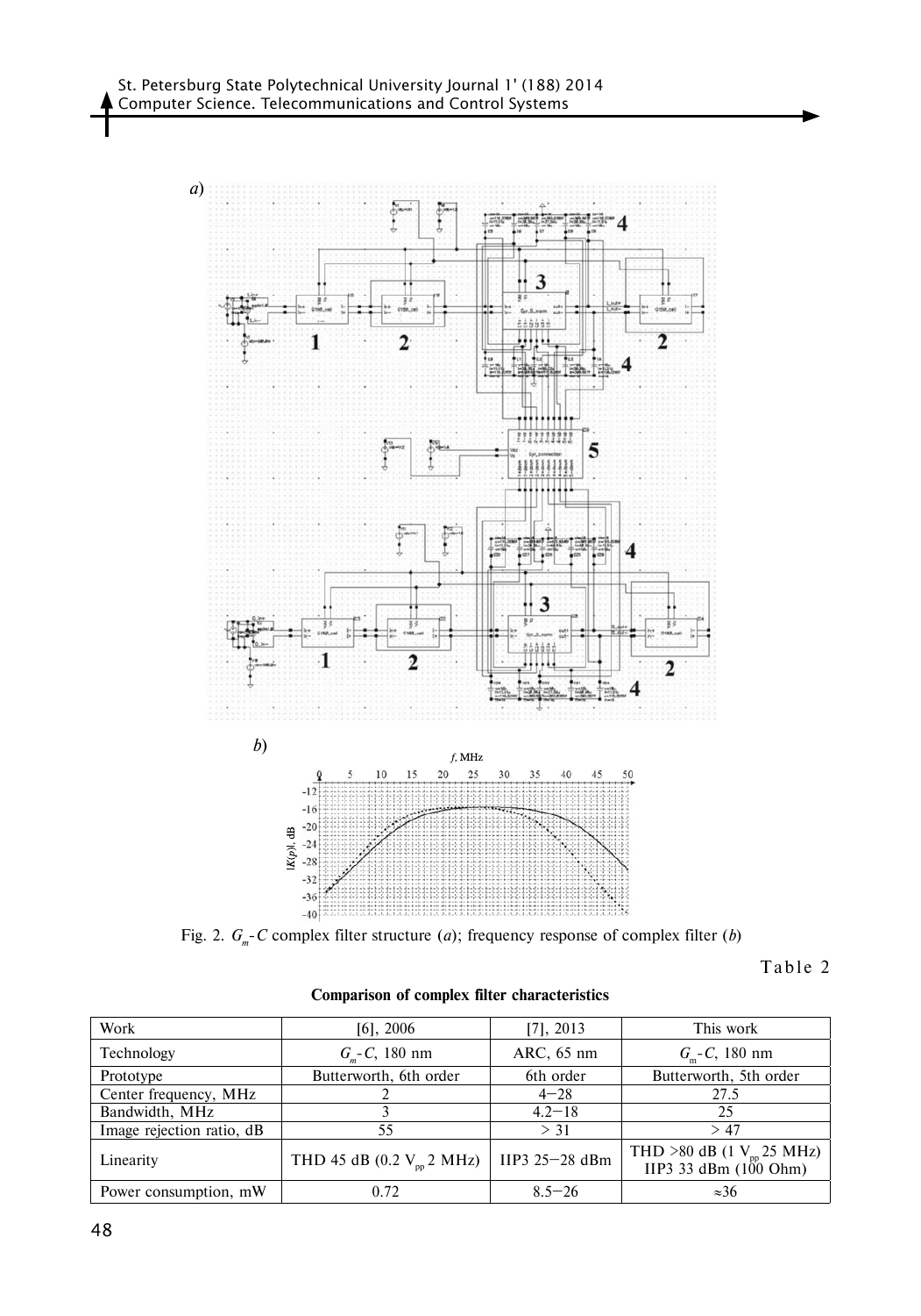Fig. 2. $G_m$-$C$ complex filter structure (*a*); frequency response of complex filter (*b*)

Table 2

**Comparison of complex filter characteristics**

| Work | [6], 2006 | [7], 2013 | This work |
|---|---|---|---|
| Technology | $G_m$-$C$, 180 nm | ARC, 65 nm | $G_m$-$C$, 180 nm |
| Prototype | Butterworth, 6th order | 6th order | Butterworth, 5th order |
| Center frequency, MHz | 2 | 4–28 | 27.5 |
| Bandwidth, MHz | 3 | 4.2–18 | 25 |
| Image rejection ratio, dB | 55 | > 31 | > 47 |
| Linearity | THD 45 dB (0.2 $V_{pp}$ 2 MHz) | IIP3 25–28 dBm | THD >80 dB (1 $V_{pp}$ 25 MHz) IIP3 33 dBm (100 Ohm) |
| Power consumption, mW | 0.72 | 8.5–26 | ≈36 |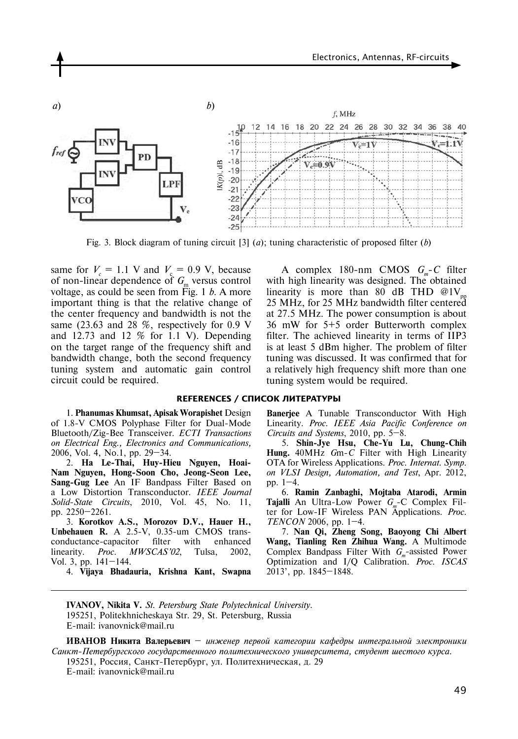Fig. 3. Block diagram of tuning circuit [3] (*a*); tuning characteristic of proposed filter (*b*)

same for $V_c$ = 1.1 V and $V_c$ = 0.9 V, because of non-linear dependence of $G_m$ versus control voltage, as could be seen from Fig. 1 *b*. A more important thing is that the relative change of the center frequency and bandwidth is not the same (23.63 and 28 %, respectively for 0.9 V and 12.73 and 12 % for 1.1 V). Depending on the target range of the frequency shift and bandwidth change, both the second frequency tuning system and automatic gain control circuit could be required.

A complex 180-nm CMOS $G_m$-$C$ filter with high linearity was designed. The obtained linearity is more than 80 dB THD @1V$_{pp}$ 25 MHz, for 25 MHz bandwidth filter centered at 27.5 MHz. The power consumption is about 36 mW for 5+5 order Butterworth complex filter. The achieved linearity in terms of IIP3 is at least 5 dBm higher. The problem of filter tuning was discussed. It was confirmed that for a relatively high frequency shift more than one tuning system would be required.

## REFERENCES / СПИСОК ЛИТЕРАТУРЫ

1. **Phanumas Khumsat, Apisak Worapishet** Design of 1.8-V CMOS Polyphase Filter for Dual-Mode Bluetooth/Zig-Bee Transceiver. *ECTI Transactions on Electrical Eng., Electronics and Communications,* 2006, Vol. 4, No.1, pp. 29–34.

2. **Ha Le-Thai, Huy-Hieu Nguyen, Hoai-Nam Nguyen, Hong-Soon Cho, Jeong-Seon Lee, Sang-Gug Lee** An IF Bandpass Filter Based on a Low Distortion Transconductor. *IEEE Journal Solid-State Circuits*, 2010, Vol. 45, No. 11, pp. 2250–2261.

3. **Korotkov A.S., Morozov D.V., Hauer H., Unbehauen R.** A 2.5-V, 0.35-um CMOS transconductance-capacitor filter with enhanced linearity. *Proc. MWSCAS'02*, Tulsa, 2002, Vol. 3, pp. 141–144.

4. **Vijaya Bhadauria, Krishna Kant, Swapna Banerjee** A Tunable Transconductor With High Linearity. *Proc. IEEE Asia Pacific Conference on Circuits and Systems*, 2010, pp. 5–8.

5. **Shin-Jye Hsu, Che-Yu Lu, Chung-Chih Hung.** 40MHz *G*m-*C* Filter with High Linearity OTA for Wireless Applications. *Proc. Internat. Symp. on VLSI Design, Automation, and Test*, Apr. 2012, pp. 1–4.

6. **Ramin Zanbaghi, Mojtaba Atarodi, Armin Tajalli** An Ultra-Low Power $G_m$-C Complex Filter for Low-IF Wireless PAN Applications. *Proc. TENCON* 2006, pp. 1–4.

7. **Nan Qi, Zheng Song, Baoyong Chi Albert Wang, Tianling Ren Zhihua Wang.** A Multimode Complex Bandpass Filter With $G_m$-assisted Power Optimization and I/Q Calibration. *Proc. ISCAS* 2013', pp. 1845–1848.

---

**IVANOV, Nikita V.** *St. Petersburg State Polytechnical University*.
195251, Politekhnicheskaya Str. 29, St. Petersburg, Russia
E-mail: ivanovnick@mail.ru

**ИВАНОВ Никита Валерьевич** – *инженер первой категории кафедры интегральной электроники Санкт-Петербургского государственного политехнического университета, студент шестого курса.*
195251, Россия, Санкт-Петербург, ул. Политехническая, д. 29
E-mail: ivanovnick@mail.ru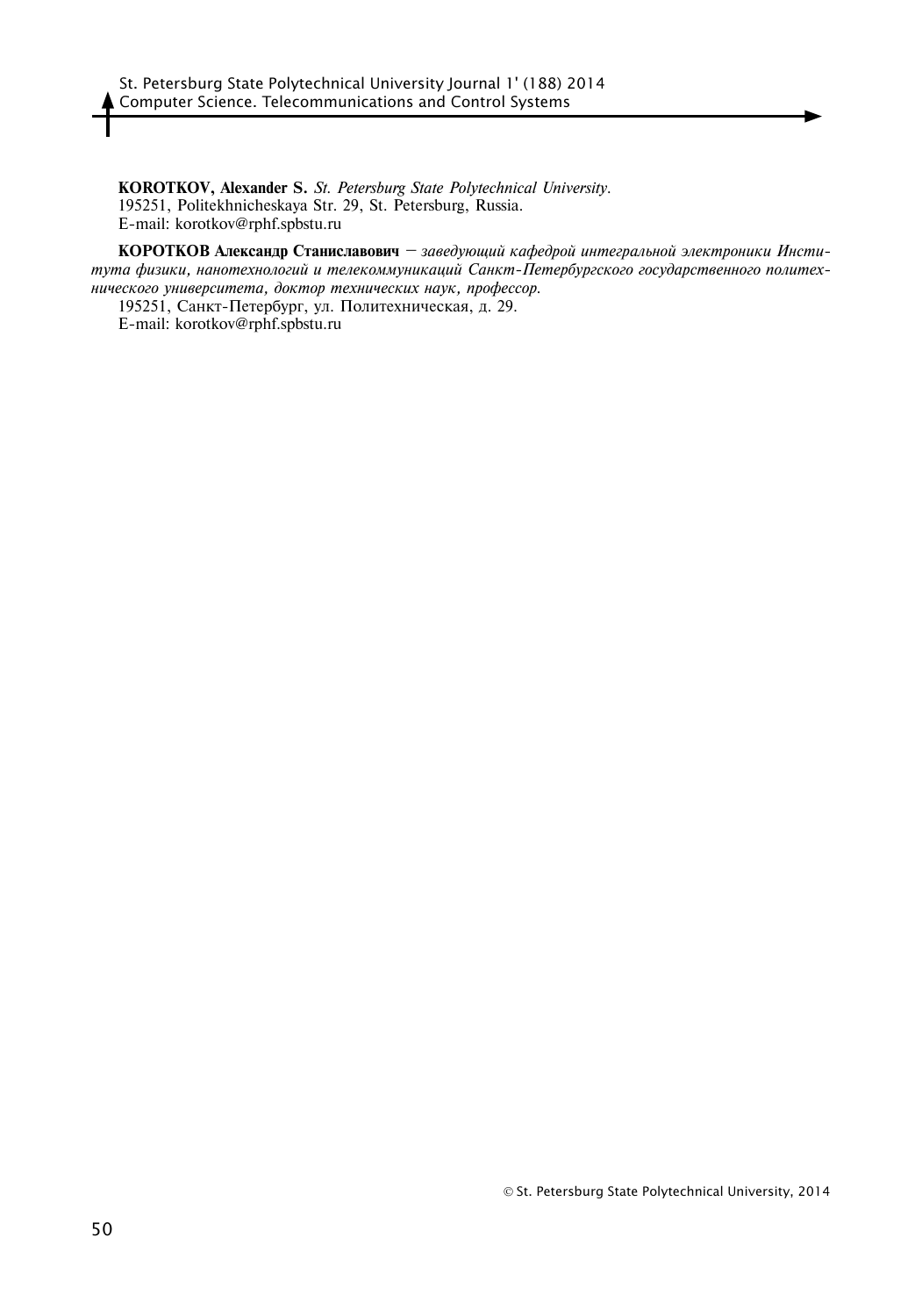**KOROTKOV, Alexander S.** *St. Petersburg State Polytechnical University.*
195251, Politekhnicheskaya Str. 29, St. Petersburg, Russia.
E-mail: korotkov@rphf.spbstu.ru

**КОРОТКОВ Александр Станиславович** – *заведующий кафедрой интегральной электроники Института физики, нанотехнологий и телекоммуникаций Санкт-Петербургского государственного политехнического университета, доктор технических наук, профессор.*
195251, Санкт-Петербург, ул. Политехническая, д. 29.
E-mail: korotkov@rphf.spbstu.ru

© St. Petersburg State Polytechnical University, 2014